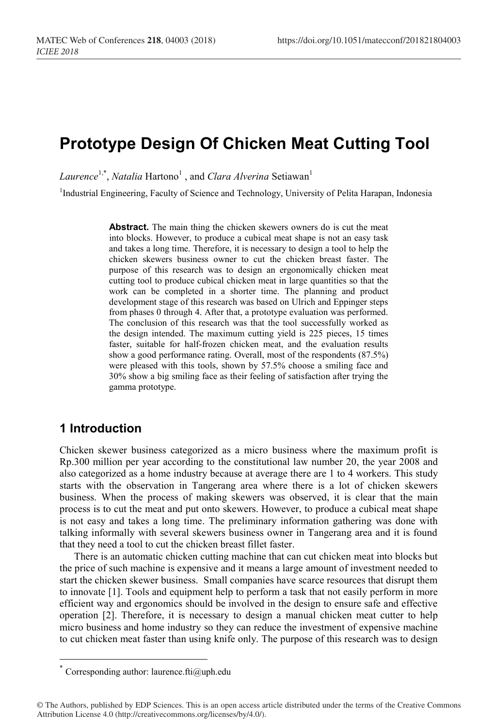# Prototype Design Of Chicken Meat Cutting Tool

*Laurence*[1,*], *Natalia* Hartono[1] , and *Clara Alverina* Setiawan[1]

[1]Industrial Engineering, Faculty of Science and Technology, University of Pelita Harapan, Indonesia

**Abstract.** The main thing the chicken skewers owners do is cut the meat into blocks. However, to produce a cubical meat shape is not an easy task and takes a long time. Therefore, it is necessary to design a tool to help the chicken skewers business owner to cut the chicken breast faster. The purpose of this research was to design an ergonomically chicken meat cutting tool to produce cubical chicken meat in large quantities so that the work can be completed in a shorter time. The planning and product development stage of this research was based on Ulrich and Eppinger steps from phases 0 through 4. After that, a prototype evaluation was performed. The conclusion of this research was that the tool successfully worked as the design intended. The maximum cutting yield is 225 pieces, 15 times faster, suitable for half-frozen chicken meat, and the evaluation results show a good performance rating. Overall, most of the respondents (87.5%) were pleased with this tools, shown by 57.5% choose a smiling face and 30% show a big smiling face as their feeling of satisfaction after trying the gamma prototype.

## 1 Introduction

Chicken skewer business categorized as a micro business where the maximum profit is Rp.300 million per year according to the constitutional law number 20, the year 2008 and also categorized as a home industry because at average there are 1 to 4 workers. This study starts with the observation in Tangerang area where there is a lot of chicken skewers business. When the process of making skewers was observed, it is clear that the main process is to cut the meat and put onto skewers. However, to produce a cubical meat shape is not easy and takes a long time. The preliminary information gathering was done with talking informally with several skewers business owner in Tangerang area and it is found that they need a tool to cut the chicken breast fillet faster.

There is an automatic chicken cutting machine that can cut chicken meat into blocks but the price of such machine is expensive and it means a large amount of investment needed to start the chicken skewer business. Small companies have scarce resources that disrupt them to innovate [1]. Tools and equipment help to perform a task that not easily perform in more efficient way and ergonomics should be involved in the design to ensure safe and effective operation [2]. Therefore, it is necessary to design a manual chicken meat cutter to help micro business and home industry so they can reduce the investment of expensive machine to cut chicken meat faster than using knife only. The purpose of this research was to design

[*] Corresponding author: laurence.fti@uph.edu

© The Authors, published by EDP Sciences. This is an open access article distributed under the terms of the Creative Commons Attribution License 4.0 (http://creativecommons.org/licenses/by/4.0/).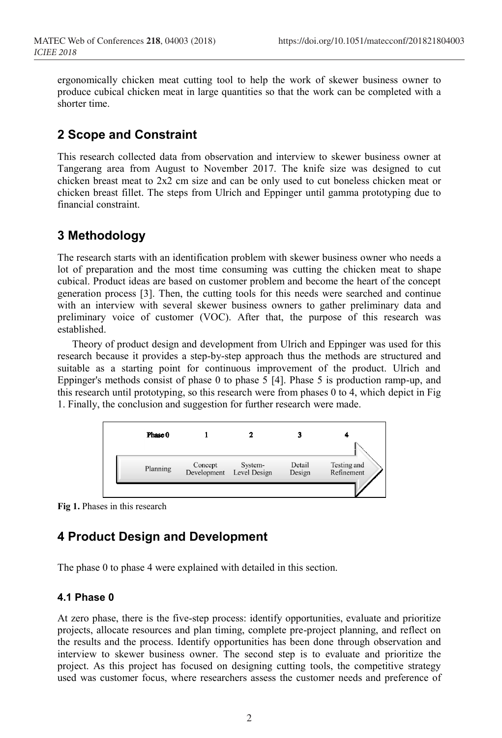ergonomically chicken meat cutting tool to help the work of skewer business owner to produce cubical chicken meat in large quantities so that the work can be completed with a shorter time.

## 2 Scope and Constraint

This research collected data from observation and interview to skewer business owner at Tangerang area from August to November 2017. The knife size was designed to cut chicken breast meat to 2x2 cm size and can be only used to cut boneless chicken meat or chicken breast fillet. The steps from Ulrich and Eppinger until gamma prototyping due to financial constraint.

## 3 Methodology

The research starts with an identification problem with skewer business owner who needs a lot of preparation and the most time consuming was cutting the chicken meat to shape cubical. Product ideas are based on customer problem and become the heart of the concept generation process [3]. Then, the cutting tools for this needs were searched and continue with an interview with several skewer business owners to gather preliminary data and preliminary voice of customer (VOC). After that, the purpose of this research was established.

Theory of product design and development from Ulrich and Eppinger was used for this research because it provides a step-by-step approach thus the methods are structured and suitable as a starting point for continuous improvement of the product. Ulrich and Eppinger's methods consist of phase 0 to phase 5 [4]. Phase 5 is production ramp-up, and this research until prototyping, so this research were from phases 0 to 4, which depict in Fig 1. Finally, the conclusion and suggestion for further research were made.

| Phase 0 | 1 | 2 | 3 | 4 |
|---|---|---|---|---|
| Planning | Concept Development | System-Level Design | Detail Design | Testing and Refinement |

**Fig 1.** Phases in this research

## 4 Product Design and Development

The phase 0 to phase 4 were explained with detailed in this section.

### 4.1 Phase 0

At zero phase, there is the five-step process: identify opportunities, evaluate and prioritize projects, allocate resources and plan timing, complete pre-project planning, and reflect on the results and the process. Identify opportunities has been done through observation and interview to skewer business owner. The second step is to evaluate and prioritize the project. As this project has focused on designing cutting tools, the competitive strategy used was customer focus, where researchers assess the customer needs and preference of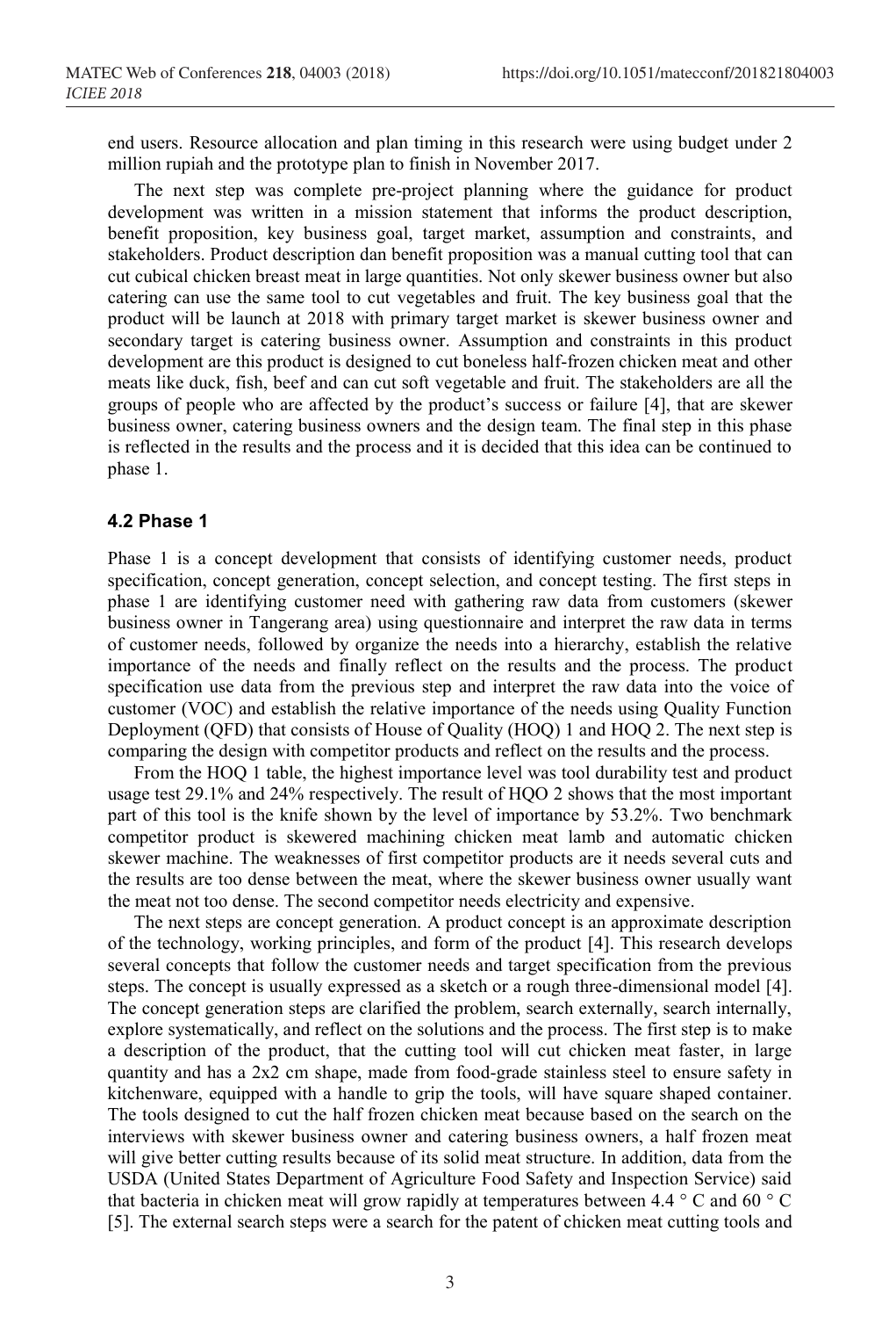end users. Resource allocation and plan timing in this research were using budget under 2 million rupiah and the prototype plan to finish in November 2017.

The next step was complete pre-project planning where the guidance for product development was written in a mission statement that informs the product description, benefit proposition, key business goal, target market, assumption and constraints, and stakeholders. Product description dan benefit proposition was a manual cutting tool that can cut cubical chicken breast meat in large quantities. Not only skewer business owner but also catering can use the same tool to cut vegetables and fruit. The key business goal that the product will be launch at 2018 with primary target market is skewer business owner and secondary target is catering business owner. Assumption and constraints in this product development are this product is designed to cut boneless half-frozen chicken meat and other meats like duck, fish, beef and can cut soft vegetable and fruit. The stakeholders are all the groups of people who are affected by the product's success or failure [4], that are skewer business owner, catering business owners and the design team. The final step in this phase is reflected in the results and the process and it is decided that this idea can be continued to phase 1.

### 4.2 Phase 1

Phase 1 is a concept development that consists of identifying customer needs, product specification, concept generation, concept selection, and concept testing. The first steps in phase 1 are identifying customer need with gathering raw data from customers (skewer business owner in Tangerang area) using questionnaire and interpret the raw data in terms of customer needs, followed by organize the needs into a hierarchy, establish the relative importance of the needs and finally reflect on the results and the process. The product specification use data from the previous step and interpret the raw data into the voice of customer (VOC) and establish the relative importance of the needs using Quality Function Deployment (QFD) that consists of House of Quality (HOQ) 1 and HOQ 2. The next step is comparing the design with competitor products and reflect on the results and the process.

From the HOQ 1 table, the highest importance level was tool durability test and product usage test 29.1% and 24% respectively. The result of HQO 2 shows that the most important part of this tool is the knife shown by the level of importance by 53.2%. Two benchmark competitor product is skewered machining chicken meat lamb and automatic chicken skewer machine. The weaknesses of first competitor products are it needs several cuts and the results are too dense between the meat, where the skewer business owner usually want the meat not too dense. The second competitor needs electricity and expensive.

The next steps are concept generation. A product concept is an approximate description of the technology, working principles, and form of the product [4]. This research develops several concepts that follow the customer needs and target specification from the previous steps. The concept is usually expressed as a sketch or a rough three-dimensional model [4]. The concept generation steps are clarified the problem, search externally, search internally, explore systematically, and reflect on the solutions and the process. The first step is to make a description of the product, that the cutting tool will cut chicken meat faster, in large quantity and has a 2x2 cm shape, made from food-grade stainless steel to ensure safety in kitchenware, equipped with a handle to grip the tools, will have square shaped container. The tools designed to cut the half frozen chicken meat because based on the search on the interviews with skewer business owner and catering business owners, a half frozen meat will give better cutting results because of its solid meat structure. In addition, data from the USDA (United States Department of Agriculture Food Safety and Inspection Service) said that bacteria in chicken meat will grow rapidly at temperatures between 4.4 ° C and 60 ° C [5]. The external search steps were a search for the patent of chicken meat cutting tools and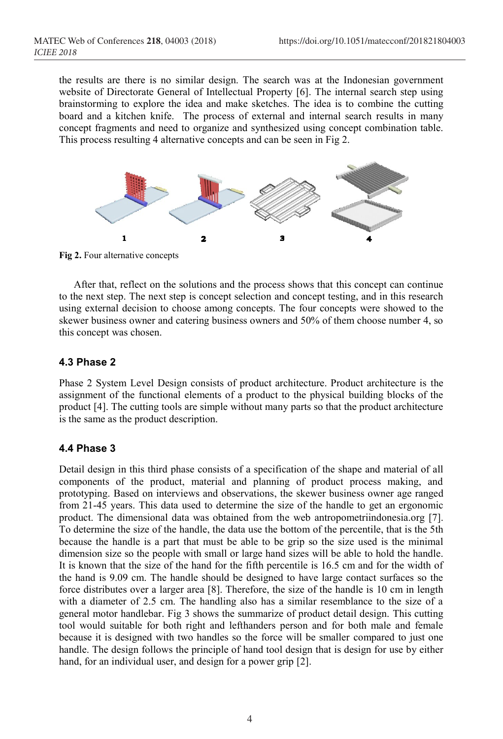the results are there is no similar design. The search was at the Indonesian government website of Directorate General of Intellectual Property [6]. The internal search step using brainstorming to explore the idea and make sketches. The idea is to combine the cutting board and a kitchen knife. The process of external and internal search results in many concept fragments and need to organize and synthesized using concept combination table. This process resulting 4 alternative concepts and can be seen in Fig 2.

**Fig 2.** Four alternative concepts

After that, reflect on the solutions and the process shows that this concept can continue to the next step. The next step is concept selection and concept testing, and in this research using external decision to choose among concepts. The four concepts were showed to the skewer business owner and catering business owners and 50% of them choose number 4, so this concept was chosen.

### 4.3 Phase 2

Phase 2 System Level Design consists of product architecture. Product architecture is the assignment of the functional elements of a product to the physical building blocks of the product [4]. The cutting tools are simple without many parts so that the product architecture is the same as the product description.

### 4.4 Phase 3

Detail design in this third phase consists of a specification of the shape and material of all components of the product, material and planning of product process making, and prototyping. Based on interviews and observations, the skewer business owner age ranged from 21-45 years. This data used to determine the size of the handle to get an ergonomic product. The dimensional data was obtained from the web antropometriindonesia.org [7]. To determine the size of the handle, the data use the bottom of the percentile, that is the 5th because the handle is a part that must be able to be grip so the size used is the minimal dimension size so the people with small or large hand sizes will be able to hold the handle. It is known that the size of the hand for the fifth percentile is 16.5 cm and for the width of the hand is 9.09 cm. The handle should be designed to have large contact surfaces so the force distributes over a larger area [8]. Therefore, the size of the handle is 10 cm in length with a diameter of 2.5 cm. The handling also has a similar resemblance to the size of a general motor handlebar. Fig 3 shows the summarize of product detail design. This cutting tool would suitable for both right and lefthanders person and for both male and female because it is designed with two handles so the force will be smaller compared to just one handle. The design follows the principle of hand tool design that is design for use by either hand, for an individual user, and design for a power grip [2].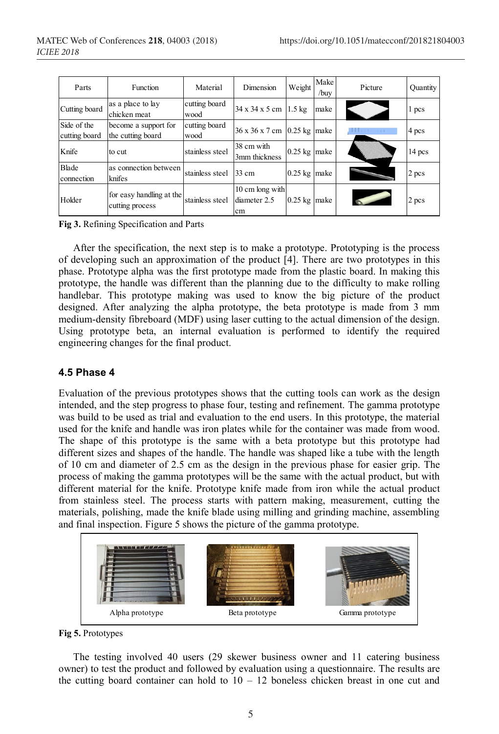| Parts | Function | Material | Dimension | Weight | Make /buy | Picture | Quantity |
| --- | --- | --- | --- | --- | --- | --- | --- |
| Cutting board | as a place to lay chicken meat | cutting board wood | 34 x 34 x 5 cm | 1.5 kg | make | | 1 pcs |
| Side of the cutting board | become a support for the cutting board | cutting board wood | 36 x 36 x 7 cm | 0.25 kg | make | | 4 pcs |
| Knife | to cut | stainless steel | 38 cm with 3mm thickness | 0.25 kg | make | | 14 pcs |
| Blade connection | as connection between knifes | stainless steel | 33 cm | 0.25 kg | make | | 2 pcs |
| Holder | for easy handling at the cutting process | stainless steel | 10 cm long with diameter 2.5 cm | 0.25 kg | make | | 2 pcs |

**Fig 3.** Refining Specification and Parts

After the specification, the next step is to make a prototype. Prototyping is the process of developing such an approximation of the product [4]. There are two prototypes in this phase. Prototype alpha was the first prototype made from the plastic board. In making this prototype, the handle was different than the planning due to the difficulty to make rolling handlebar. This prototype making was used to know the big picture of the product designed. After analyzing the alpha prototype, the beta prototype is made from 3 mm medium-density fibreboard (MDF) using laser cutting to the actual dimension of the design. Using prototype beta, an internal evaluation is performed to identify the required engineering changes for the final product.

### 4.5 Phase 4

Evaluation of the previous prototypes shows that the cutting tools can work as the design intended, and the step progress to phase four, testing and refinement. The gamma prototype was build to be used as trial and evaluation to the end users. In this prototype, the material used for the knife and handle was iron plates while for the container was made from wood. The shape of this prototype is the same with a beta prototype but this prototype had different sizes and shapes of the handle. The handle was shaped like a tube with the length of 10 cm and diameter of 2.5 cm as the design in the previous phase for easier grip. The process of making the gamma prototypes will be the same with the actual product, but with different material for the knife. Prototype knife made from iron while the actual product from stainless steel. The process starts with pattern making, measurement, cutting the materials, polishing, made the knife blade using milling and grinding machine, assembling and final inspection. Figure 5 shows the picture of the gamma prototype.

Alpha prototype — Beta prototype — Gamma prototype

**Fig 5.** Prototypes

The testing involved 40 users (29 skewer business owner and 11 catering business owner) to test the product and followed by evaluation using a questionnaire. The results are the cutting board container can hold to 10 – 12 boneless chicken breast in one cut and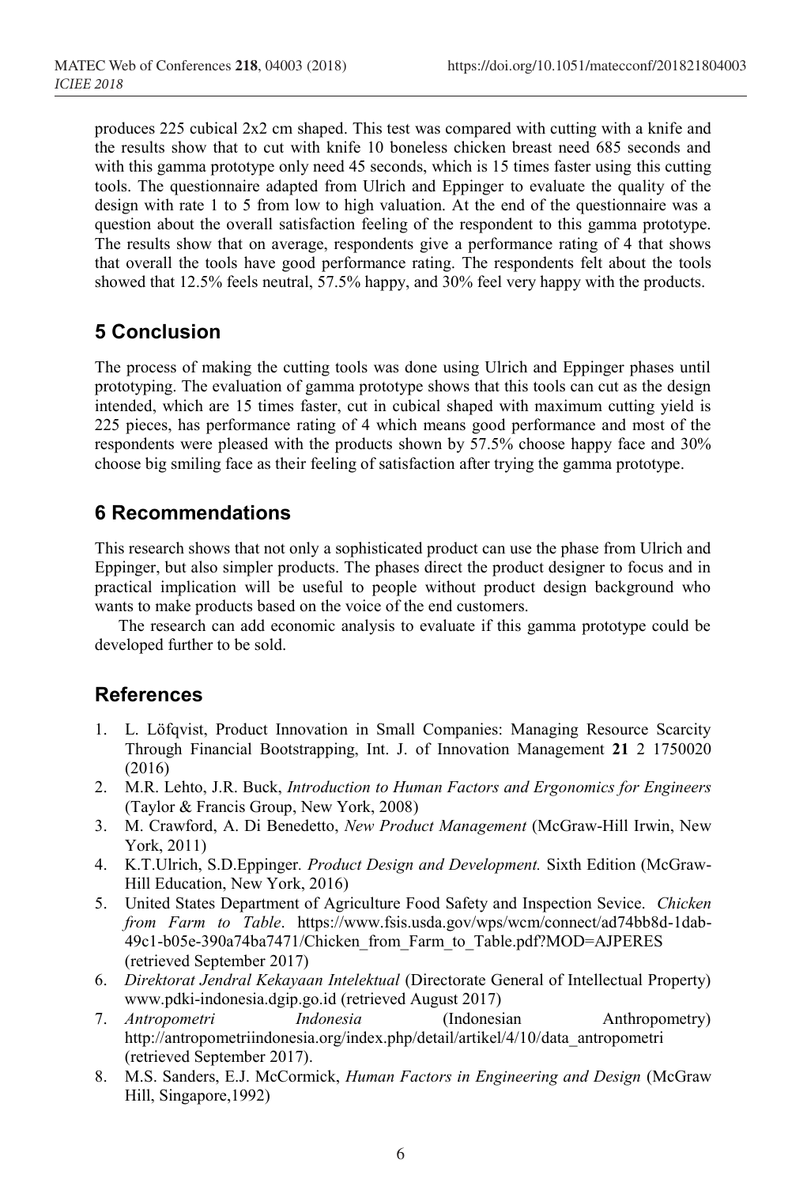produces 225 cubical 2x2 cm shaped. This test was compared with cutting with a knife and the results show that to cut with knife 10 boneless chicken breast need 685 seconds and with this gamma prototype only need 45 seconds, which is 15 times faster using this cutting tools. The questionnaire adapted from Ulrich and Eppinger to evaluate the quality of the design with rate 1 to 5 from low to high valuation. At the end of the questionnaire was a question about the overall satisfaction feeling of the respondent to this gamma prototype. The results show that on average, respondents give a performance rating of 4 that shows that overall the tools have good performance rating. The respondents felt about the tools showed that 12.5% feels neutral, 57.5% happy, and 30% feel very happy with the products.

## 5 Conclusion

The process of making the cutting tools was done using Ulrich and Eppinger phases until prototyping. The evaluation of gamma prototype shows that this tools can cut as the design intended, which are 15 times faster, cut in cubical shaped with maximum cutting yield is 225 pieces, has performance rating of 4 which means good performance and most of the respondents were pleased with the products shown by 57.5% choose happy face and 30% choose big smiling face as their feeling of satisfaction after trying the gamma prototype.

## 6 Recommendations

This research shows that not only a sophisticated product can use the phase from Ulrich and Eppinger, but also simpler products. The phases direct the product designer to focus and in practical implication will be useful to people without product design background who wants to make products based on the voice of the end customers.

The research can add economic analysis to evaluate if this gamma prototype could be developed further to be sold.

## References

1. L. Löfqvist, Product Innovation in Small Companies: Managing Resource Scarcity Through Financial Bootstrapping, Int. J. of Innovation Management **21** 2 1750020 (2016)
2. M.R. Lehto, J.R. Buck, *Introduction to Human Factors and Ergonomics for Engineers* (Taylor & Francis Group, New York, 2008)
3. M. Crawford, A. Di Benedetto, *New Product Management* (McGraw-Hill Irwin, New York, 2011)
4. K.T.Ulrich, S.D.Eppinger. *Product Design and Development.* Sixth Edition (McGraw-Hill Education, New York, 2016)
5. United States Department of Agriculture Food Safety and Inspection Sevice. *Chicken from Farm to Table*. https://www.fsis.usda.gov/wps/wcm/connect/ad74bb8d-1dab-49c1-b05e-390a74ba7471/Chicken_from_Farm_to_Table.pdf?MOD=AJPERES (retrieved September 2017)
6. *Direktorat Jendral Kekayaan Intelektual* (Directorate General of Intellectual Property) www.pdki-indonesia.dgip.go.id (retrieved August 2017)
7. *Antropometri Indonesia* (Indonesian Anthropometry) http://antropometriindonesia.org/index.php/detail/artikel/4/10/data_antropometri (retrieved September 2017).
8. M.S. Sanders, E.J. McCormick, *Human Factors in Engineering and Design* (McGraw Hill, Singapore,1992)